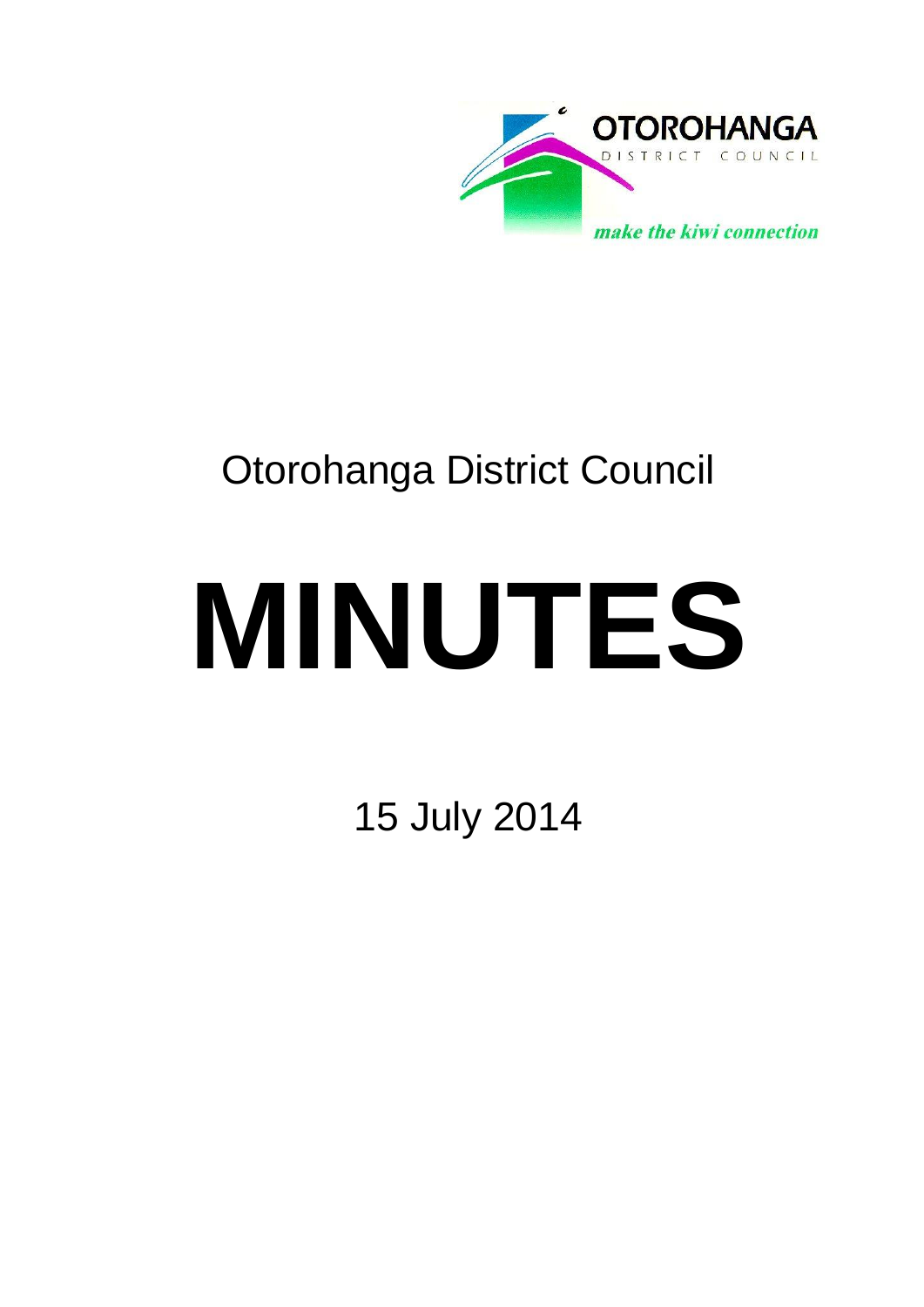OTOROHANGA

DISTRICT COUNCIL

*make the kiwi connection*

# Otorohanga District Council

# MINUTES

15 July 2014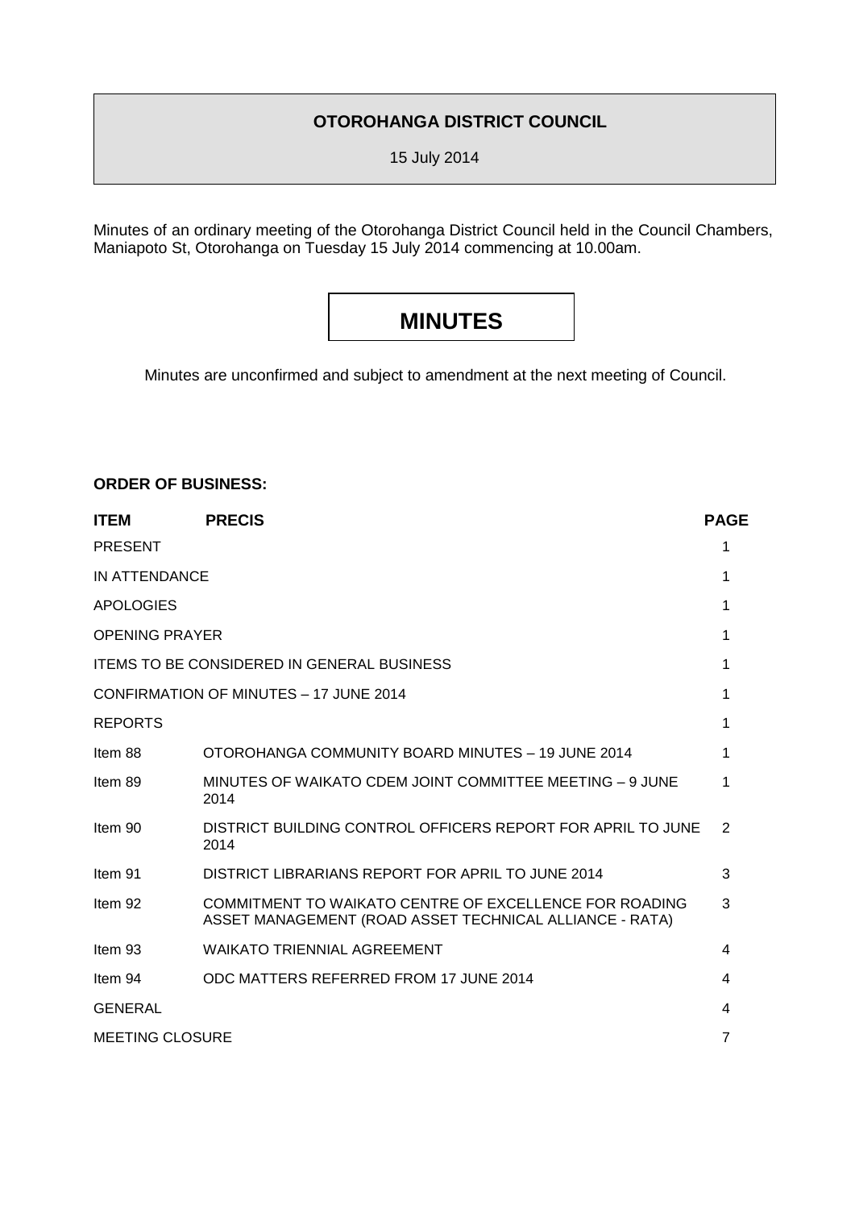**OTOROHANGA DISTRICT COUNCIL**

15 July 2014

Minutes of an ordinary meeting of the Otorohanga District Council held in the Council Chambers, Maniapoto St, Otorohanga on Tuesday 15 July 2014 commencing at 10.00am.

# MINUTES

Minutes are unconfirmed and subject to amendment at the next meeting of Council.

**ORDER OF BUSINESS:**

| ITEM | PRECIS | PAGE |
|---|---|---|
| PRESENT | | 1 |
| IN ATTENDANCE | | 1 |
| APOLOGIES | | 1 |
| OPENING PRAYER | | 1 |
| ITEMS TO BE CONSIDERED IN GENERAL BUSINESS | | 1 |
| CONFIRMATION OF MINUTES – 17 JUNE 2014 | | 1 |
| REPORTS | | 1 |
| Item 88 | OTOROHANGA COMMUNITY BOARD MINUTES – 19 JUNE 2014 | 1 |
| Item 89 | MINUTES OF WAIKATO CDEM JOINT COMMITTEE MEETING – 9 JUNE 2014 | 1 |
| Item 90 | DISTRICT BUILDING CONTROL OFFICERS REPORT FOR APRIL TO JUNE 2014 | 2 |
| Item 91 | DISTRICT LIBRARIANS REPORT FOR APRIL TO JUNE 2014 | 3 |
| Item 92 | COMMITMENT TO WAIKATO CENTRE OF EXCELLENCE FOR ROADING ASSET MANAGEMENT (ROAD ASSET TECHNICAL ALLIANCE - RATA) | 3 |
| Item 93 | WAIKATO TRIENNIAL AGREEMENT | 4 |
| Item 94 | ODC MATTERS REFERRED FROM 17 JUNE 2014 | 4 |
| GENERAL | | 4 |
| MEETING CLOSURE | | 7 |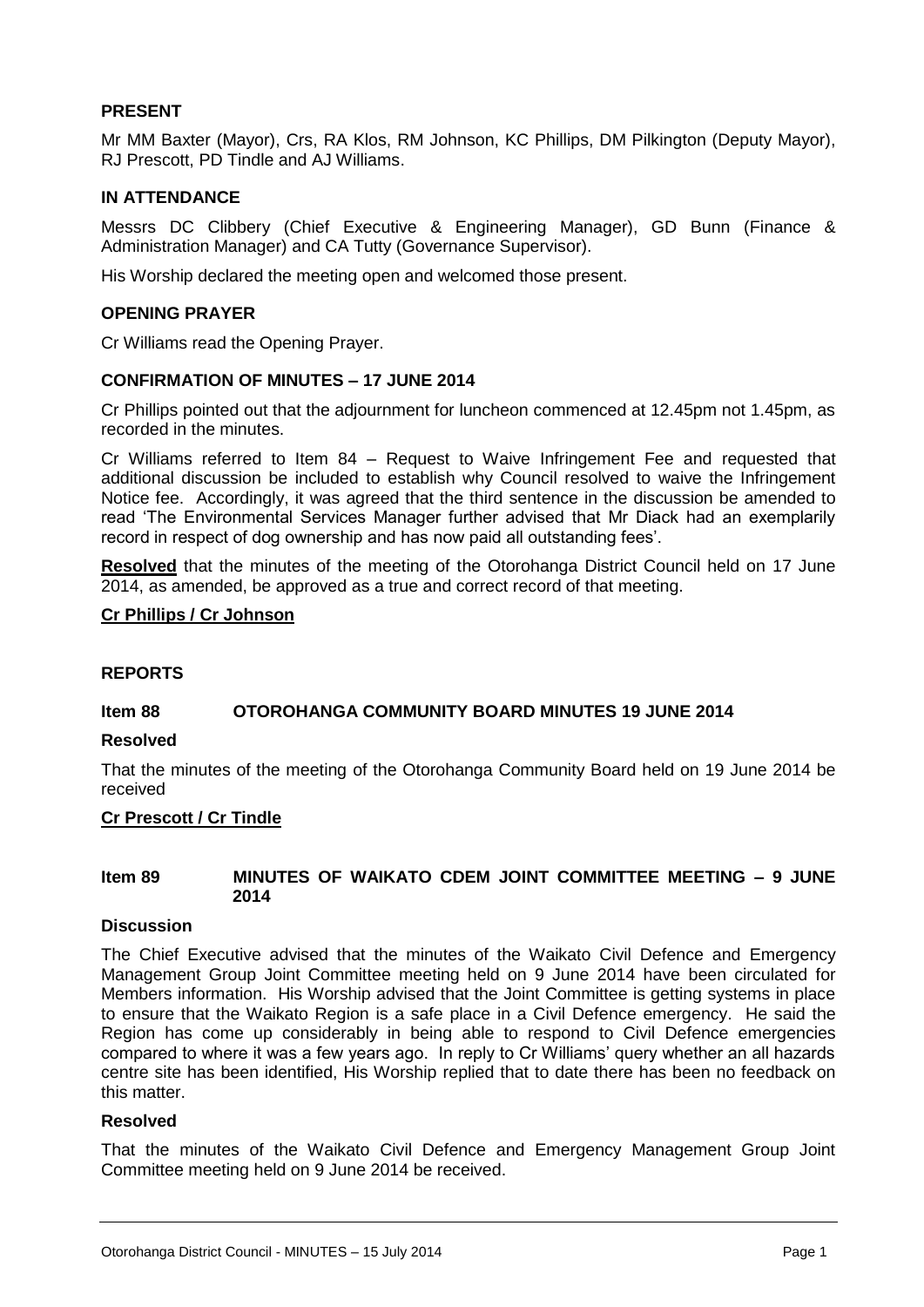## PRESENT

Mr MM Baxter (Mayor), Crs, RA Klos, RM Johnson, KC Phillips, DM Pilkington (Deputy Mayor), RJ Prescott, PD Tindle and AJ Williams.

## IN ATTENDANCE

Messrs DC Clibbery (Chief Executive & Engineering Manager), GD Bunn (Finance & Administration Manager) and CA Tutty (Governance Supervisor).

His Worship declared the meeting open and welcomed those present.

## OPENING PRAYER

Cr Williams read the Opening Prayer.

## CONFIRMATION OF MINUTES – 17 JUNE 2014

Cr Phillips pointed out that the adjournment for luncheon commenced at 12.45pm not 1.45pm, as recorded in the minutes.

Cr Williams referred to Item 84 – Request to Waive Infringement Fee and requested that additional discussion be included to establish why Council resolved to waive the Infringement Notice fee. Accordingly, it was agreed that the third sentence in the discussion be amended to read 'The Environmental Services Manager further advised that Mr Diack had an exemplarily record in respect of dog ownership and has now paid all outstanding fees'.

**Resolved** that the minutes of the meeting of the Otorohanga District Council held on 17 June 2014, as amended, be approved as a true and correct record of that meeting.

**Cr Phillips / Cr Johnson**

## REPORTS

### Item 88 OTOROHANGA COMMUNITY BOARD MINUTES 19 JUNE 2014

**Resolved**

That the minutes of the meeting of the Otorohanga Community Board held on 19 June 2014 be received

**Cr Prescott / Cr Tindle**

### Item 89 MINUTES OF WAIKATO CDEM JOINT COMMITTEE MEETING – 9 JUNE 2014

**Discussion**

The Chief Executive advised that the minutes of the Waikato Civil Defence and Emergency Management Group Joint Committee meeting held on 9 June 2014 have been circulated for Members information. His Worship advised that the Joint Committee is getting systems in place to ensure that the Waikato Region is a safe place in a Civil Defence emergency. He said the Region has come up considerably in being able to respond to Civil Defence emergencies compared to where it was a few years ago. In reply to Cr Williams' query whether an all hazards centre site has been identified, His Worship replied that to date there has been no feedback on this matter.

**Resolved**

That the minutes of the Waikato Civil Defence and Emergency Management Group Joint Committee meeting held on 9 June 2014 be received.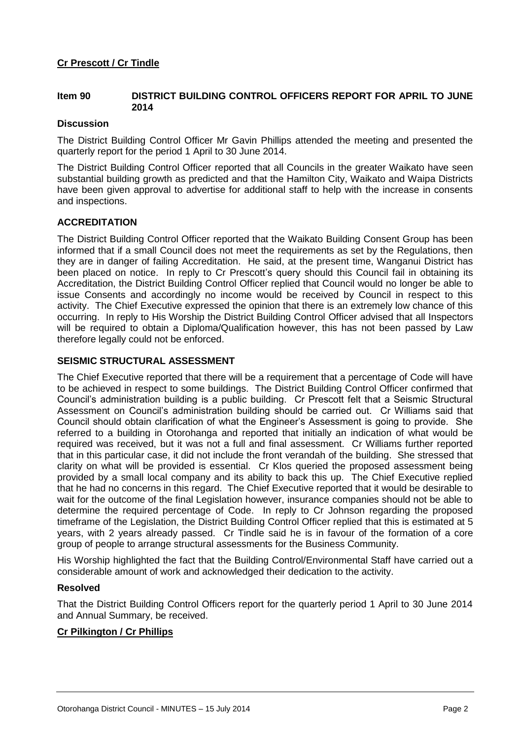**Cr Prescott / Cr Tindle**

## Item 90 DISTRICT BUILDING CONTROL OFFICERS REPORT FOR APRIL TO JUNE 2014

### Discussion

The District Building Control Officer Mr Gavin Phillips attended the meeting and presented the quarterly report for the period 1 April to 30 June 2014.

The District Building Control Officer reported that all Councils in the greater Waikato have seen substantial building growth as predicted and that the Hamilton City, Waikato and Waipa Districts have been given approval to advertise for additional staff to help with the increase in consents and inspections.

### ACCREDITATION

The District Building Control Officer reported that the Waikato Building Consent Group has been informed that if a small Council does not meet the requirements as set by the Regulations, then they are in danger of failing Accreditation. He said, at the present time, Wanganui District has been placed on notice. In reply to Cr Prescott's query should this Council fail in obtaining its Accreditation, the District Building Control Officer replied that Council would no longer be able to issue Consents and accordingly no income would be received by Council in respect to this activity. The Chief Executive expressed the opinion that there is an extremely low chance of this occurring. In reply to His Worship the District Building Control Officer advised that all Inspectors will be required to obtain a Diploma/Qualification however, this has not been passed by Law therefore legally could not be enforced.

### SEISMIC STRUCTURAL ASSESSMENT

The Chief Executive reported that there will be a requirement that a percentage of Code will have to be achieved in respect to some buildings. The District Building Control Officer confirmed that Council's administration building is a public building. Cr Prescott felt that a Seismic Structural Assessment on Council's administration building should be carried out. Cr Williams said that Council should obtain clarification of what the Engineer's Assessment is going to provide. She referred to a building in Otorohanga and reported that initially an indication of what would be required was received, but it was not a full and final assessment. Cr Williams further reported that in this particular case, it did not include the front verandah of the building. She stressed that clarity on what will be provided is essential. Cr Klos queried the proposed assessment being provided by a small local company and its ability to back this up. The Chief Executive replied that he had no concerns in this regard. The Chief Executive reported that it would be desirable to wait for the outcome of the final Legislation however, insurance companies should not be able to determine the required percentage of Code. In reply to Cr Johnson regarding the proposed timeframe of the Legislation, the District Building Control Officer replied that this is estimated at 5 years, with 2 years already passed. Cr Tindle said he is in favour of the formation of a core group of people to arrange structural assessments for the Business Community.

His Worship highlighted the fact that the Building Control/Environmental Staff have carried out a considerable amount of work and acknowledged their dedication to the activity.

### Resolved

That the District Building Control Officers report for the quarterly period 1 April to 30 June 2014 and Annual Summary, be received.

**Cr Pilkington / Cr Phillips**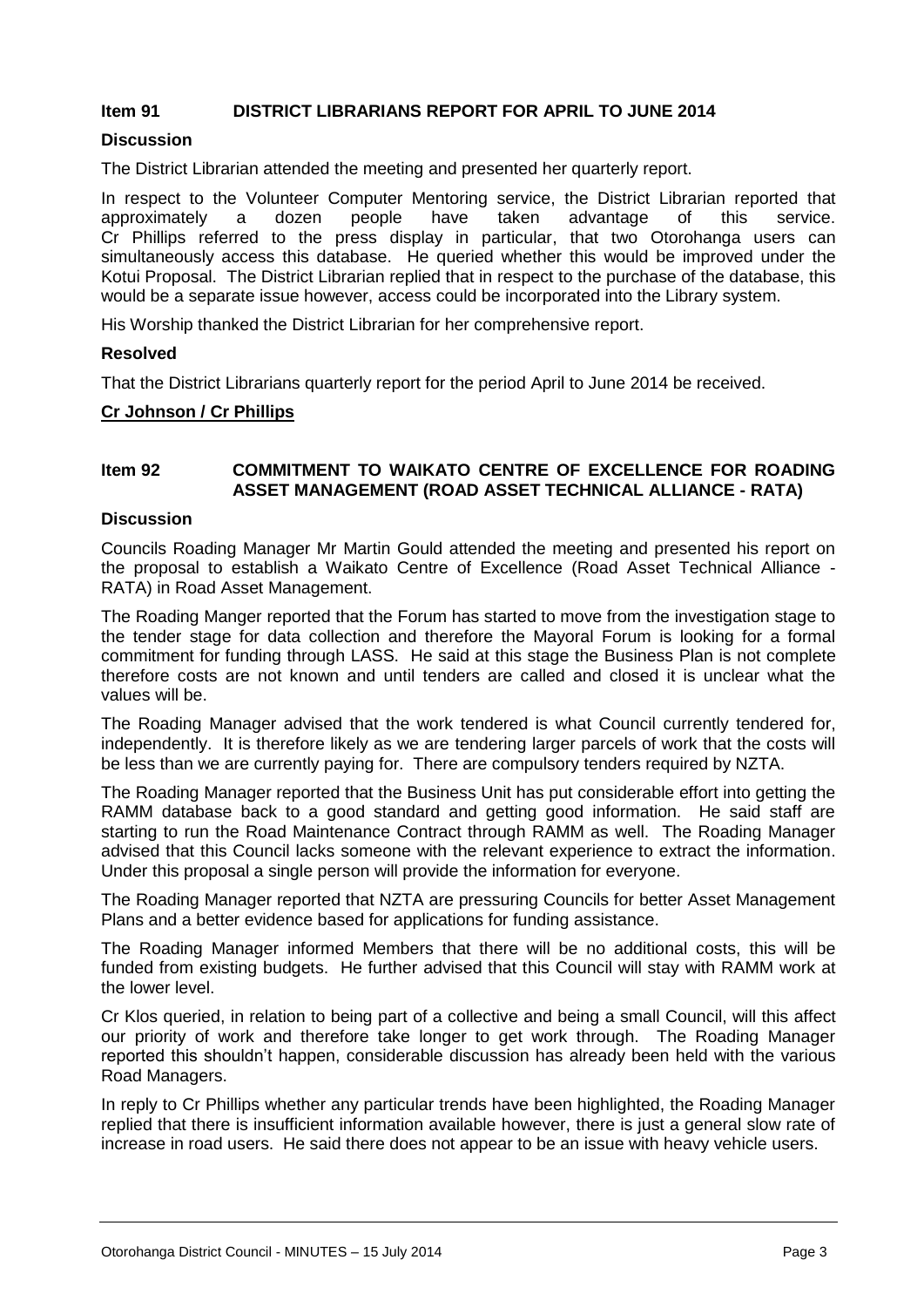## Item 91 DISTRICT LIBRARIANS REPORT FOR APRIL TO JUNE 2014

### Discussion

The District Librarian attended the meeting and presented her quarterly report.

In respect to the Volunteer Computer Mentoring service, the District Librarian reported that approximately a dozen people have taken advantage of this service. Cr Phillips referred to the press display in particular, that two Otorohanga users can simultaneously access this database. He queried whether this would be improved under the Kotui Proposal. The District Librarian replied that in respect to the purchase of the database, this would be a separate issue however, access could be incorporated into the Library system.

His Worship thanked the District Librarian for her comprehensive report.

### Resolved

That the District Librarians quarterly report for the period April to June 2014 be received.

**Cr Johnson / Cr Phillips**

## Item 92 COMMITMENT TO WAIKATO CENTRE OF EXCELLENCE FOR ROADING ASSET MANAGEMENT (ROAD ASSET TECHNICAL ALLIANCE - RATA)

### Discussion

Councils Roading Manager Mr Martin Gould attended the meeting and presented his report on the proposal to establish a Waikato Centre of Excellence (Road Asset Technical Alliance - RATA) in Road Asset Management.

The Roading Manger reported that the Forum has started to move from the investigation stage to the tender stage for data collection and therefore the Mayoral Forum is looking for a formal commitment for funding through LASS. He said at this stage the Business Plan is not complete therefore costs are not known and until tenders are called and closed it is unclear what the values will be.

The Roading Manager advised that the work tendered is what Council currently tendered for, independently. It is therefore likely as we are tendering larger parcels of work that the costs will be less than we are currently paying for. There are compulsory tenders required by NZTA.

The Roading Manager reported that the Business Unit has put considerable effort into getting the RAMM database back to a good standard and getting good information. He said staff are starting to run the Road Maintenance Contract through RAMM as well. The Roading Manager advised that this Council lacks someone with the relevant experience to extract the information. Under this proposal a single person will provide the information for everyone.

The Roading Manager reported that NZTA are pressuring Councils for better Asset Management Plans and a better evidence based for applications for funding assistance.

The Roading Manager informed Members that there will be no additional costs, this will be funded from existing budgets. He further advised that this Council will stay with RAMM work at the lower level.

Cr Klos queried, in relation to being part of a collective and being a small Council, will this affect our priority of work and therefore take longer to get work through. The Roading Manager reported this shouldn't happen, considerable discussion has already been held with the various Road Managers.

In reply to Cr Phillips whether any particular trends have been highlighted, the Roading Manager replied that there is insufficient information available however, there is just a general slow rate of increase in road users. He said there does not appear to be an issue with heavy vehicle users.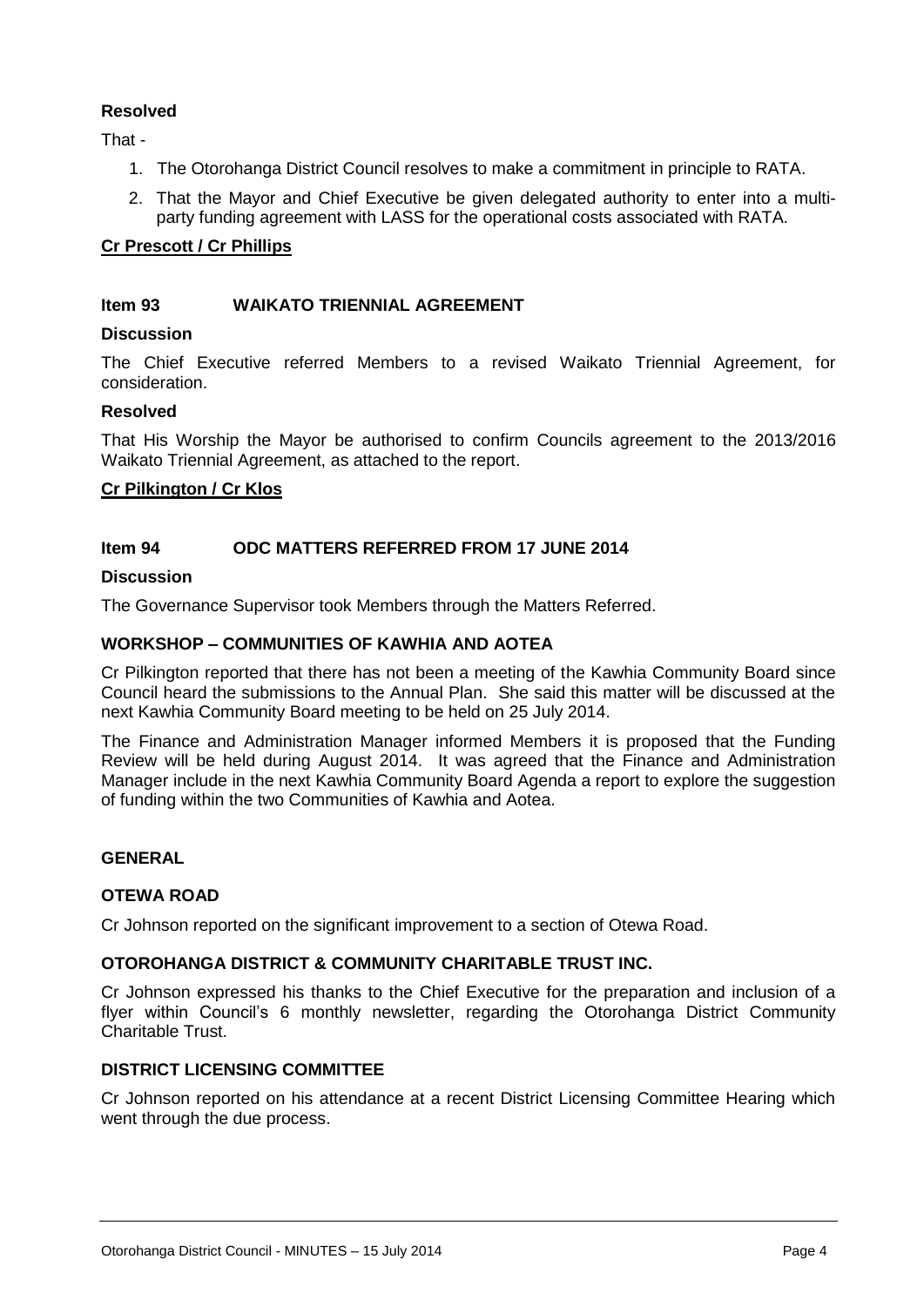**Resolved**

That -

1. The Otorohanga District Council resolves to make a commitment in principle to RATA.
2. That the Mayor and Chief Executive be given delegated authority to enter into a multi-party funding agreement with LASS for the operational costs associated with RATA.

**Cr Prescott / Cr Phillips**

### Item 93 WAIKATO TRIENNIAL AGREEMENT

**Discussion**

The Chief Executive referred Members to a revised Waikato Triennial Agreement, for consideration.

**Resolved**

That His Worship the Mayor be authorised to confirm Councils agreement to the 2013/2016 Waikato Triennial Agreement, as attached to the report.

**Cr Pilkington / Cr Klos**

### Item 94 ODC MATTERS REFERRED FROM 17 JUNE 2014

**Discussion**

The Governance Supervisor took Members through the Matters Referred.

**WORKSHOP – COMMUNITIES OF KAWHIA AND AOTEA**

Cr Pilkington reported that there has not been a meeting of the Kawhia Community Board since Council heard the submissions to the Annual Plan. She said this matter will be discussed at the next Kawhia Community Board meeting to be held on 25 July 2014.

The Finance and Administration Manager informed Members it is proposed that the Funding Review will be held during August 2014. It was agreed that the Finance and Administration Manager include in the next Kawhia Community Board Agenda a report to explore the suggestion of funding within the two Communities of Kawhia and Aotea.

**GENERAL**

**OTEWA ROAD**

Cr Johnson reported on the significant improvement to a section of Otewa Road.

**OTOROHANGA DISTRICT & COMMUNITY CHARITABLE TRUST INC.**

Cr Johnson expressed his thanks to the Chief Executive for the preparation and inclusion of a flyer within Council's 6 monthly newsletter, regarding the Otorohanga District Community Charitable Trust.

**DISTRICT LICENSING COMMITTEE**

Cr Johnson reported on his attendance at a recent District Licensing Committee Hearing which went through the due process.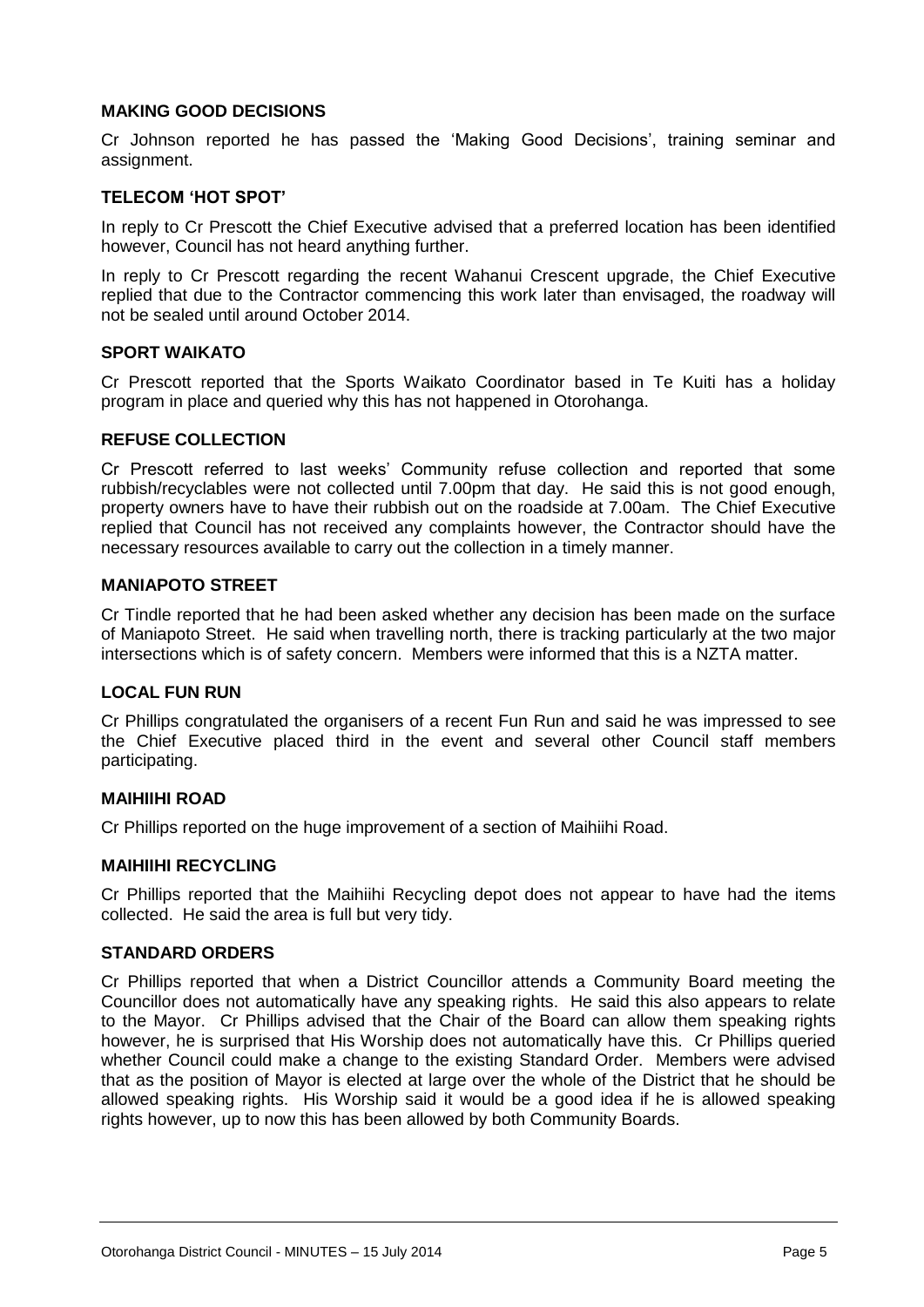### MAKING GOOD DECISIONS

Cr Johnson reported he has passed the 'Making Good Decisions', training seminar and assignment.

### TELECOM 'HOT SPOT'

In reply to Cr Prescott the Chief Executive advised that a preferred location has been identified however, Council has not heard anything further.

In reply to Cr Prescott regarding the recent Wahanui Crescent upgrade, the Chief Executive replied that due to the Contractor commencing this work later than envisaged, the roadway will not be sealed until around October 2014.

### SPORT WAIKATO

Cr Prescott reported that the Sports Waikato Coordinator based in Te Kuiti has a holiday program in place and queried why this has not happened in Otorohanga.

### REFUSE COLLECTION

Cr Prescott referred to last weeks' Community refuse collection and reported that some rubbish/recyclables were not collected until 7.00pm that day. He said this is not good enough, property owners have to have their rubbish out on the roadside at 7.00am. The Chief Executive replied that Council has not received any complaints however, the Contractor should have the necessary resources available to carry out the collection in a timely manner.

### MANIAPOTO STREET

Cr Tindle reported that he had been asked whether any decision has been made on the surface of Maniapoto Street. He said when travelling north, there is tracking particularly at the two major intersections which is of safety concern. Members were informed that this is a NZTA matter.

### LOCAL FUN RUN

Cr Phillips congratulated the organisers of a recent Fun Run and said he was impressed to see the Chief Executive placed third in the event and several other Council staff members participating.

### MAIHIIHI ROAD

Cr Phillips reported on the huge improvement of a section of Maihiihi Road.

### MAIHIIHI RECYCLING

Cr Phillips reported that the Maihiihi Recycling depot does not appear to have had the items collected. He said the area is full but very tidy.

### STANDARD ORDERS

Cr Phillips reported that when a District Councillor attends a Community Board meeting the Councillor does not automatically have any speaking rights. He said this also appears to relate to the Mayor. Cr Phillips advised that the Chair of the Board can allow them speaking rights however, he is surprised that His Worship does not automatically have this. Cr Phillips queried whether Council could make a change to the existing Standard Order. Members were advised that as the position of Mayor is elected at large over the whole of the District that he should be allowed speaking rights. His Worship said it would be a good idea if he is allowed speaking rights however, up to now this has been allowed by both Community Boards.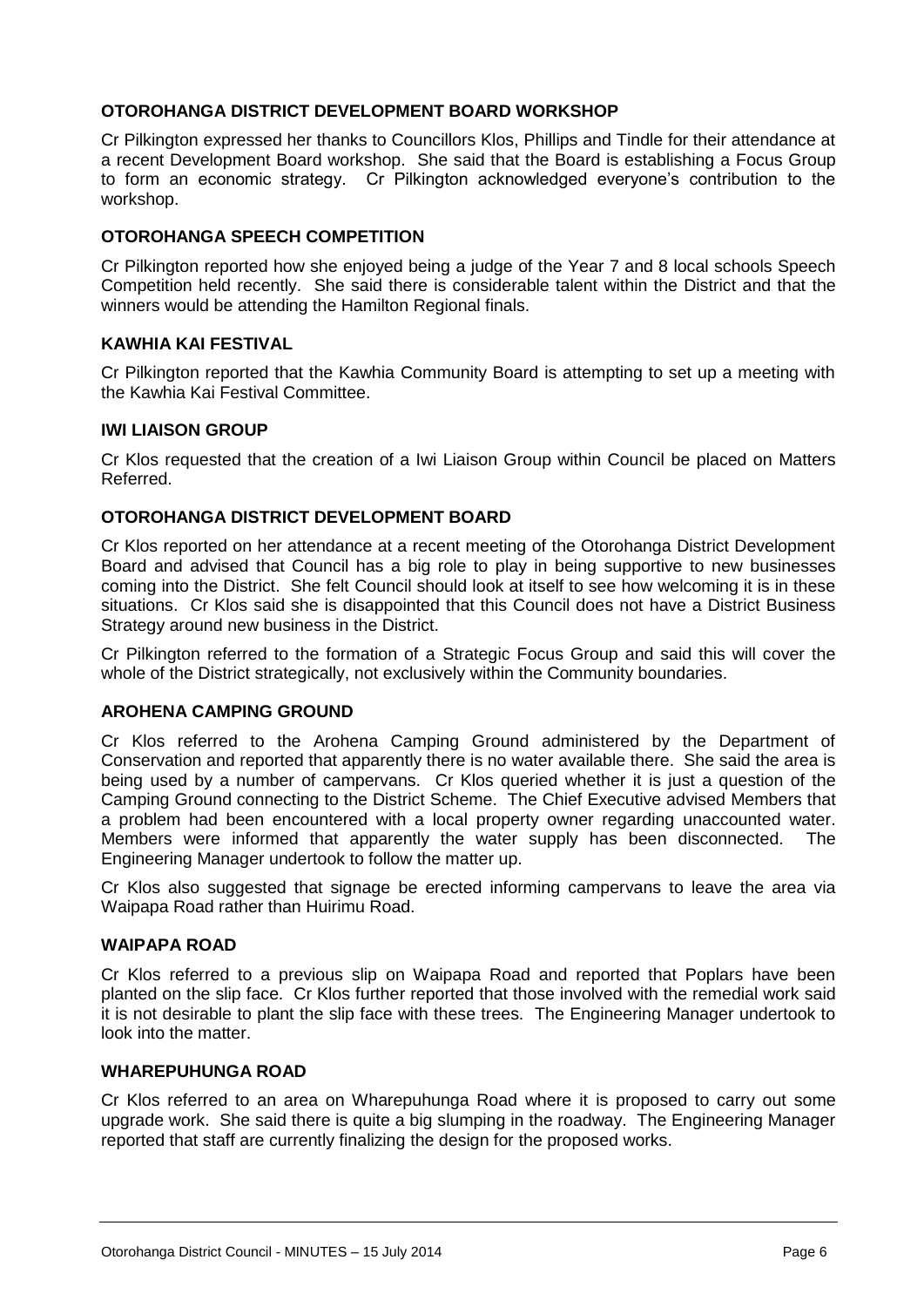## OTOROHANGA DISTRICT DEVELOPMENT BOARD WORKSHOP

Cr Pilkington expressed her thanks to Councillors Klos, Phillips and Tindle for their attendance at a recent Development Board workshop. She said that the Board is establishing a Focus Group to form an economic strategy. Cr Pilkington acknowledged everyone's contribution to the workshop.

## OTOROHANGA SPEECH COMPETITION

Cr Pilkington reported how she enjoyed being a judge of the Year 7 and 8 local schools Speech Competition held recently. She said there is considerable talent within the District and that the winners would be attending the Hamilton Regional finals.

## KAWHIA KAI FESTIVAL

Cr Pilkington reported that the Kawhia Community Board is attempting to set up a meeting with the Kawhia Kai Festival Committee.

## IWI LIAISON GROUP

Cr Klos requested that the creation of a Iwi Liaison Group within Council be placed on Matters Referred.

## OTOROHANGA DISTRICT DEVELOPMENT BOARD

Cr Klos reported on her attendance at a recent meeting of the Otorohanga District Development Board and advised that Council has a big role to play in being supportive to new businesses coming into the District. She felt Council should look at itself to see how welcoming it is in these situations. Cr Klos said she is disappointed that this Council does not have a District Business Strategy around new business in the District.

Cr Pilkington referred to the formation of a Strategic Focus Group and said this will cover the whole of the District strategically, not exclusively within the Community boundaries.

## AROHENA CAMPING GROUND

Cr Klos referred to the Arohena Camping Ground administered by the Department of Conservation and reported that apparently there is no water available there. She said the area is being used by a number of campervans. Cr Klos queried whether it is just a question of the Camping Ground connecting to the District Scheme. The Chief Executive advised Members that a problem had been encountered with a local property owner regarding unaccounted water. Members were informed that apparently the water supply has been disconnected. The Engineering Manager undertook to follow the matter up.

Cr Klos also suggested that signage be erected informing campervans to leave the area via Waipapa Road rather than Huirimu Road.

## WAIPAPA ROAD

Cr Klos referred to a previous slip on Waipapa Road and reported that Poplars have been planted on the slip face. Cr Klos further reported that those involved with the remedial work said it is not desirable to plant the slip face with these trees. The Engineering Manager undertook to look into the matter.

## WHAREPUHUNGA ROAD

Cr Klos referred to an area on Wharepuhunga Road where it is proposed to carry out some upgrade work. She said there is quite a big slumping in the roadway. The Engineering Manager reported that staff are currently finalizing the design for the proposed works.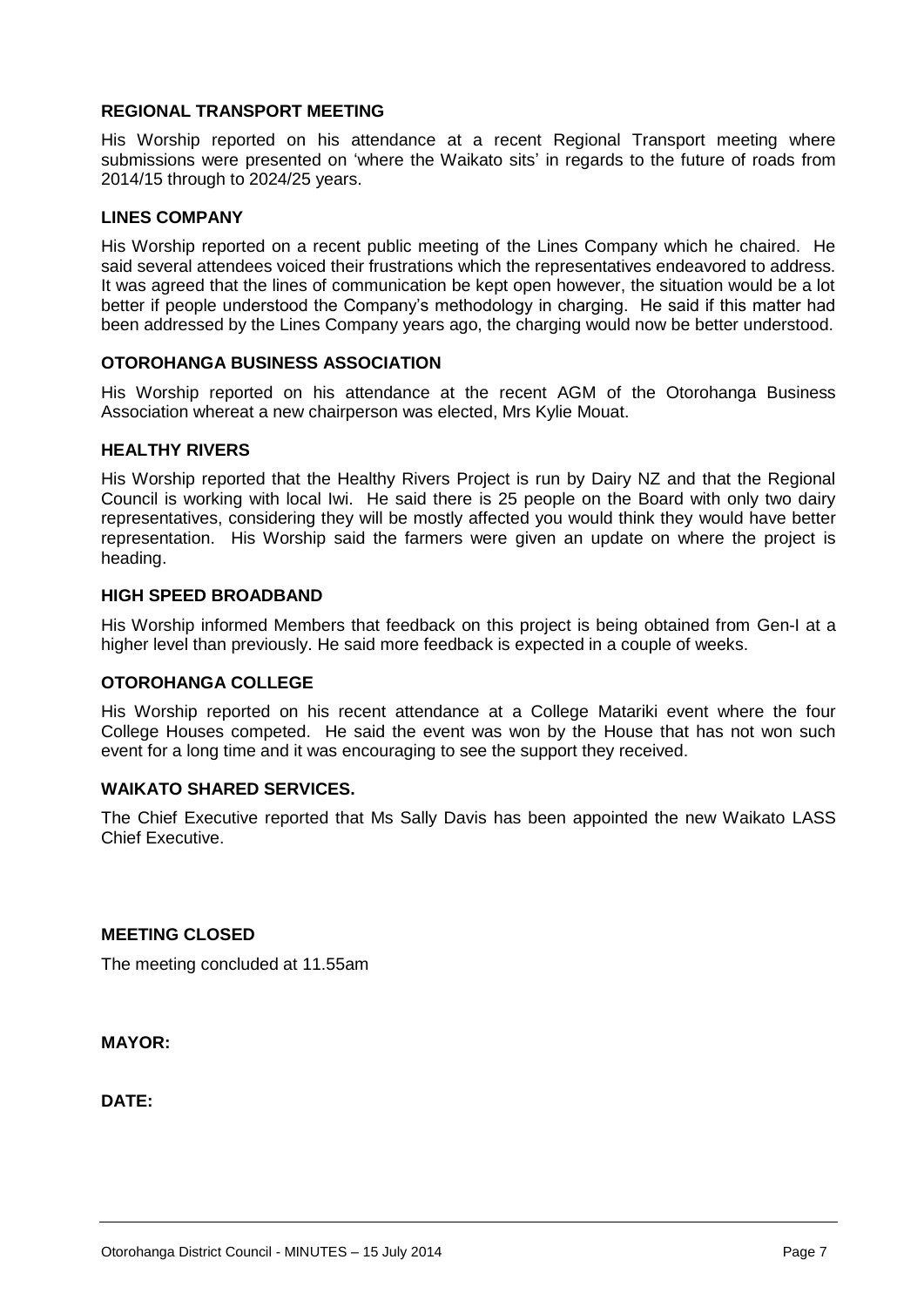**REGIONAL TRANSPORT MEETING**

His Worship reported on his attendance at a recent Regional Transport meeting where submissions were presented on 'where the Waikato sits' in regards to the future of roads from 2014/15 through to 2024/25 years.

**LINES COMPANY**

His Worship reported on a recent public meeting of the Lines Company which he chaired. He said several attendees voiced their frustrations which the representatives endeavored to address. It was agreed that the lines of communication be kept open however, the situation would be a lot better if people understood the Company's methodology in charging. He said if this matter had been addressed by the Lines Company years ago, the charging would now be better understood.

**OTOROHANGA BUSINESS ASSOCIATION**

His Worship reported on his attendance at the recent AGM of the Otorohanga Business Association whereat a new chairperson was elected, Mrs Kylie Mouat.

**HEALTHY RIVERS**

His Worship reported that the Healthy Rivers Project is run by Dairy NZ and that the Regional Council is working with local Iwi. He said there is 25 people on the Board with only two dairy representatives, considering they will be mostly affected you would think they would have better representation. His Worship said the farmers were given an update on where the project is heading.

**HIGH SPEED BROADBAND**

His Worship informed Members that feedback on this project is being obtained from Gen-I at a higher level than previously. He said more feedback is expected in a couple of weeks.

**OTOROHANGA COLLEGE**

His Worship reported on his recent attendance at a College Matariki event where the four College Houses competed. He said the event was won by the House that has not won such event for a long time and it was encouraging to see the support they received.

**WAIKATO SHARED SERVICES.**

The Chief Executive reported that Ms Sally Davis has been appointed the new Waikato LASS Chief Executive.

**MEETING CLOSED**

The meeting concluded at 11.55am

**MAYOR:**

**DATE:**